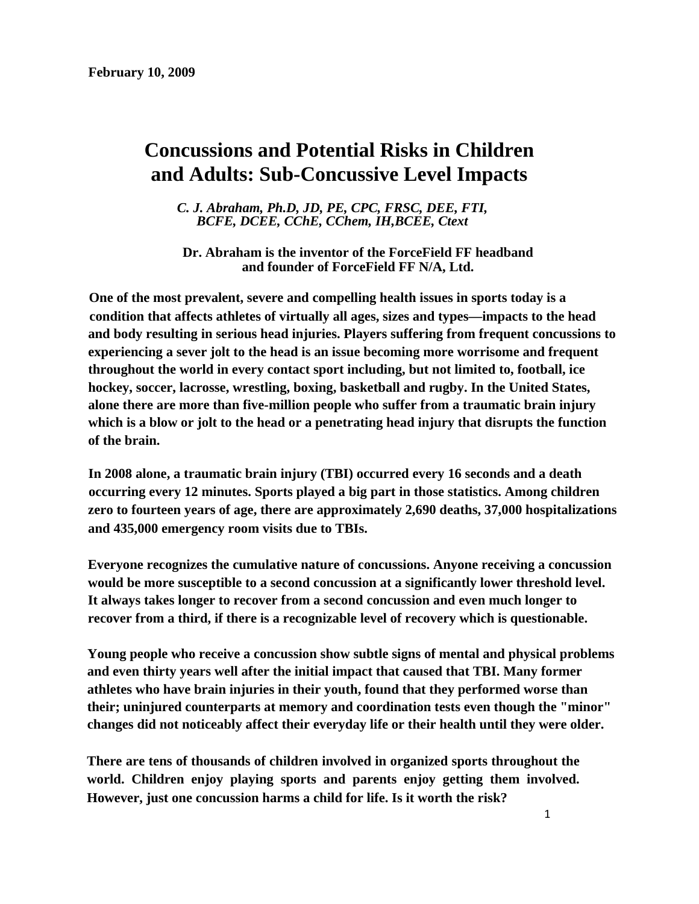**February 10, 2009**

# Concussions and Potential Risks in Children and Adults: Sub-Concussive Level Impacts

*C. J. Abraham, Ph.D, JD, PE, CPC, FRSC, DEE, FTI, BCFE, DCEE, CChE, CChem, IH,BCEE, Ctext*

**Dr. Abraham is the inventor of the ForceField FF headband and founder of ForceField FF N/A, Ltd.**

**One of the most prevalent, severe and compelling health issues in sports today is a condition that affects athletes of virtually all ages, sizes and types—impacts to the head and body resulting in serious head injuries. Players suffering from frequent concussions to experiencing a sever jolt to the head is an issue becoming more worrisome and frequent throughout the world in every contact sport including, but not limited to, football, ice hockey, soccer, lacrosse, wrestling, boxing, basketball and rugby. In the United States, alone there are more than five-million people who suffer from a traumatic brain injury which is a blow or jolt to the head or a penetrating head injury that disrupts the function of the brain.**

**In 2008 alone, a traumatic brain injury (TBI) occurred every 16 seconds and a death occurring every 12 minutes. Sports played a big part in those statistics. Among children zero to fourteen years of age, there are approximately 2,690 deaths, 37,000 hospitalizations and 435,000 emergency room visits due to TBIs.**

**Everyone recognizes the cumulative nature of concussions. Anyone receiving a concussion would be more susceptible to a second concussion at a significantly lower threshold level. It always takes longer to recover from a second concussion and even much longer to recover from a third, if there is a recognizable level of recovery which is questionable.**

**Young people who receive a concussion show subtle signs of mental and physical problems and even thirty years well after the initial impact that caused that TBI. Many former athletes who have brain injuries in their youth, found that they performed worse than their; uninjured counterparts at memory and coordination tests even though the "minor" changes did not noticeably affect their everyday life or their health until they were older.**

**There are tens of thousands of children involved in organized sports throughout the world. Children enjoy playing sports and parents enjoy getting them involved. However, just one concussion harms a child for life. Is it worth the risk?**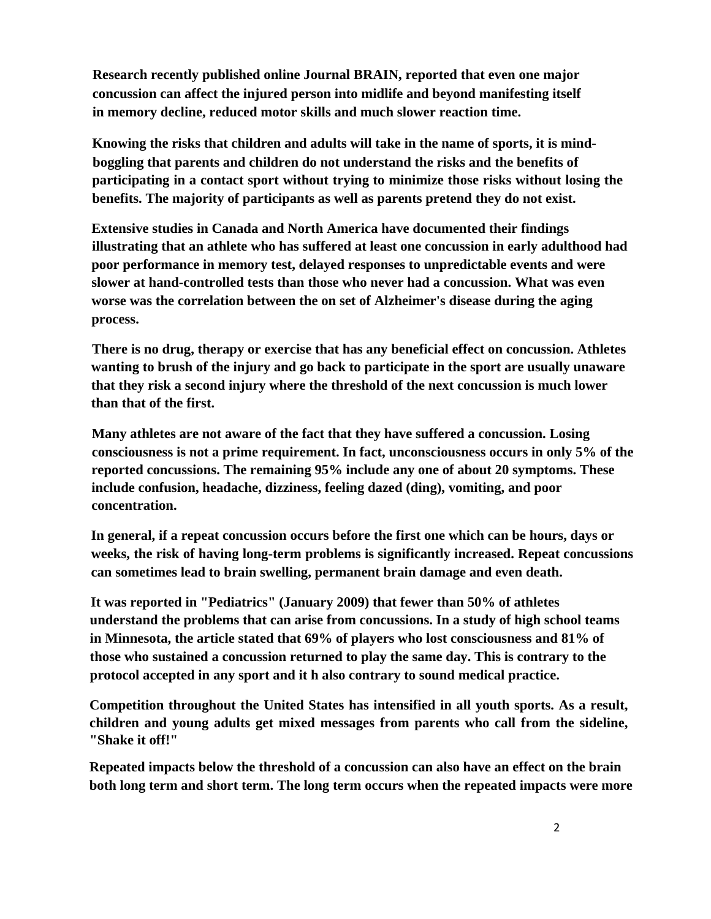**Research recently published online Journal BRAIN, reported that even one major concussion can affect the injured person into midlife and beyond manifesting itself in memory decline, reduced motor skills and much slower reaction time.**

**Knowing the risks that children and adults will take in the name of sports, it is mind-boggling that parents and children do not understand the risks and the benefits of participating in a contact sport without trying to minimize those risks without losing the benefits. The majority of participants as well as parents pretend they do not exist.**

**Extensive studies in Canada and North America have documented their findings illustrating that an athlete who has suffered at least one concussion in early adulthood had poor performance in memory test, delayed responses to unpredictable events and were slower at hand-controlled tests than those who never had a concussion. What was even worse was the correlation between the on set of Alzheimer's disease during the aging process.**

**There is no drug, therapy or exercise that has any beneficial effect on concussion. Athletes wanting to brush of the injury and go back to participate in the sport are usually unaware that they risk a second injury where the threshold of the next concussion is much lower than that of the first.**

**Many athletes are not aware of the fact that they have suffered a concussion. Losing consciousness is not a prime requirement. In fact, unconsciousness occurs in only 5% of the reported concussions. The remaining 95% include any one of about 20 symptoms. These include confusion, headache, dizziness, feeling dazed (ding), vomiting, and poor concentration.**

**In general, if a repeat concussion occurs before the first one which can be hours, days or weeks, the risk of having long-term problems is significantly increased. Repeat concussions can sometimes lead to brain swelling, permanent brain damage and even death.**

**It was reported in "Pediatrics" (January 2009) that fewer than 50% of athletes understand the problems that can arise from concussions. In a study of high school teams in Minnesota, the article stated that 69% of players who lost consciousness and 81% of those who sustained a concussion returned to play the same day. This is contrary to the protocol accepted in any sport and it h also contrary to sound medical practice.**

**Competition throughout the United States has intensified in all youth sports. As a result, children and young adults get mixed messages from parents who call from the sideline, "Shake it off!"**

**Repeated impacts below the threshold of a concussion can also have an effect on the brain both long term and short term. The long term occurs when the repeated impacts were more**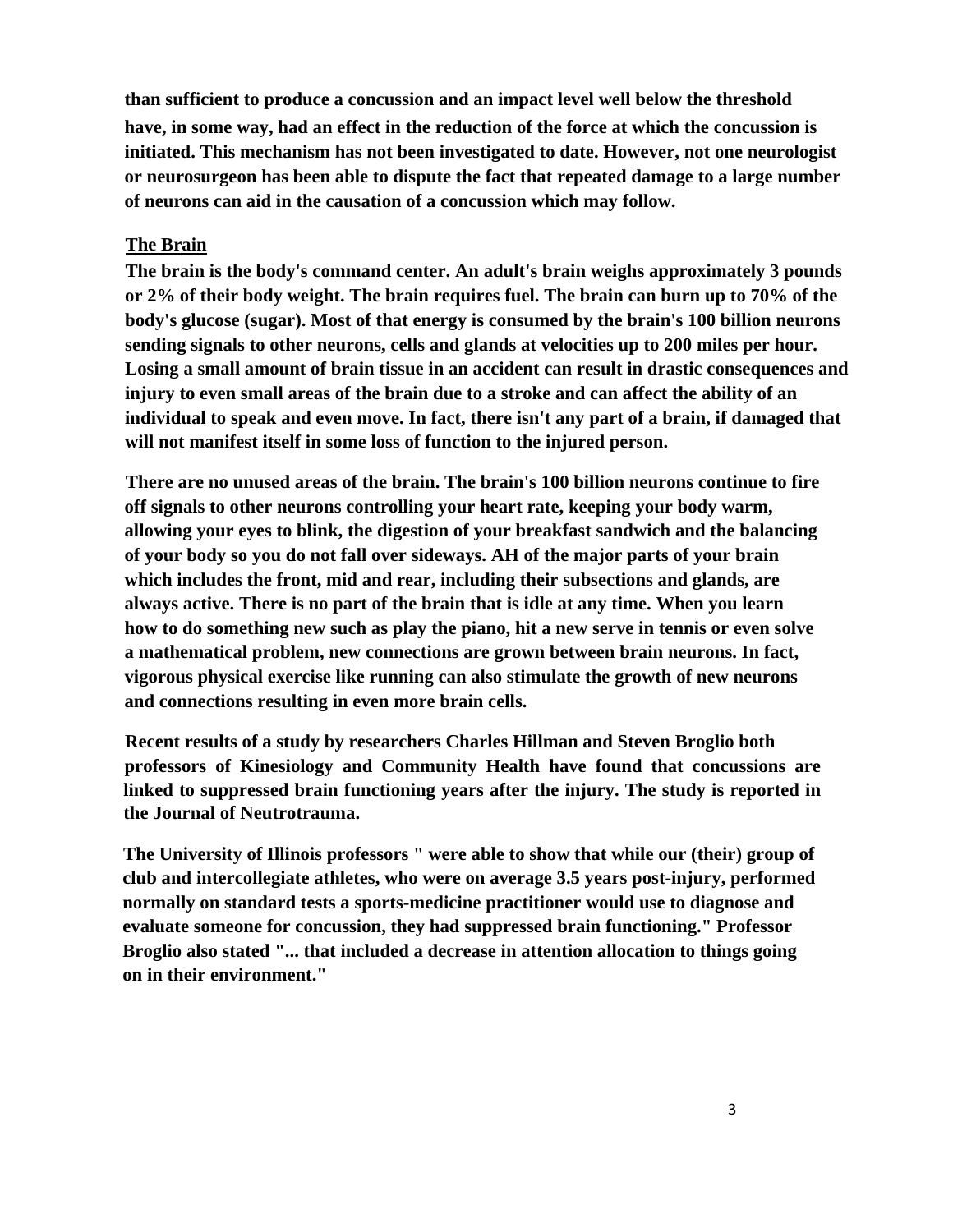**than sufficient to produce a concussion and an impact level well below the threshold have, in some way, had an effect in the reduction of the force at which the concussion is initiated. This mechanism has not been investigated to date. However, not one neurologist or neurosurgeon has been able to dispute the fact that repeated damage to a large number of neurons can aid in the causation of a concussion which may follow.**

## The Brain

**The brain is the body's command center. An adult's brain weighs approximately 3 pounds or 2% of their body weight. The brain requires fuel. The brain can burn up to 70% of the body's glucose (sugar). Most of that energy is consumed by the brain's 100 billion neurons sending signals to other neurons, cells and glands at velocities up to 200 miles per hour. Losing a small amount of brain tissue in an accident can result in drastic consequences and injury to even small areas of the brain due to a stroke and can affect the ability of an individual to speak and even move. In fact, there isn't any part of a brain, if damaged that will not manifest itself in some loss of function to the injured person.**

**There are no unused areas of the brain. The brain's 100 billion neurons continue to fire off signals to other neurons controlling your heart rate, keeping your body warm, allowing your eyes to blink, the digestion of your breakfast sandwich and the balancing of your body so you do not fall over sideways. AH of the major parts of your brain which includes the front, mid and rear, including their subsections and glands, are always active. There is no part of the brain that is idle at any time. When you learn how to do something new such as play the piano, hit a new serve in tennis or even solve a mathematical problem, new connections are grown between brain neurons. In fact, vigorous physical exercise like running can also stimulate the growth of new neurons and connections resulting in even more brain cells.**

**Recent results of a study by researchers Charles Hillman and Steven Broglio both professors of Kinesiology and Community Health have found that concussions are linked to suppressed brain functioning years after the injury. The study is reported in the Journal of Neutrotrauma.**

**The University of Illinois professors " were able to show that while our (their) group of club and intercollegiate athletes, who were on average 3.5 years post-injury, performed normally on standard tests a sports-medicine practitioner would use to diagnose and evaluate someone for concussion, they had suppressed brain functioning." Professor Broglio also stated "... that included a decrease in attention allocation to things going on in their environment."**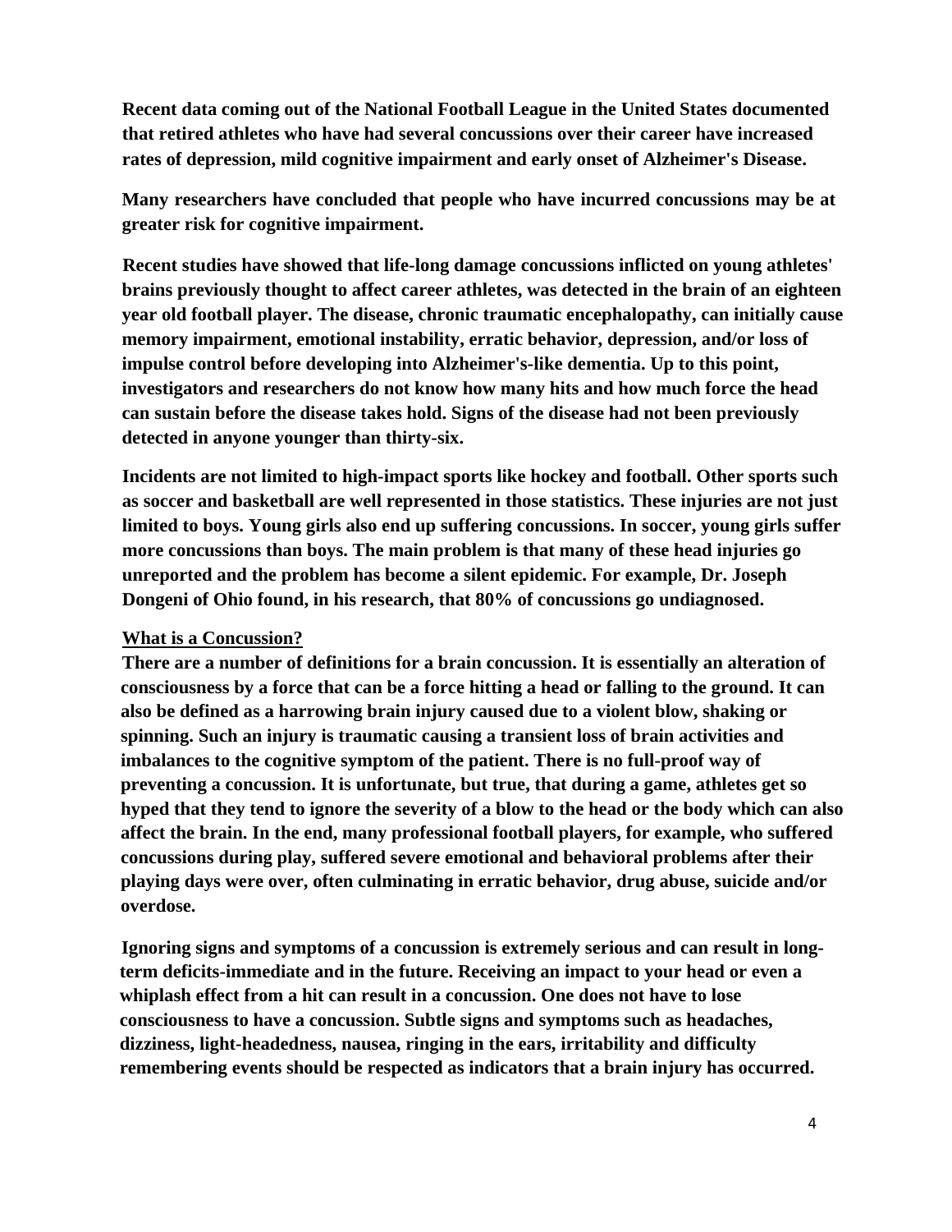**Recent data coming out of the National Football League in the United States documented that retired athletes who have had several concussions over their career have increased rates of depression, mild cognitive impairment and early onset of Alzheimer's Disease.**

**Many researchers have concluded that people who have incurred concussions may be at greater risk for cognitive impairment.**

**Recent studies have showed that life-long damage concussions inflicted on young athletes' brains previously thought to affect career athletes, was detected in the brain of an eighteen year old football player. The disease, chronic traumatic encephalopathy, can initially cause memory impairment, emotional instability, erratic behavior, depression, and/or loss of impulse control before developing into Alzheimer's-like dementia. Up to this point, investigators and researchers do not know how many hits and how much force the head can sustain before the disease takes hold. Signs of the disease had not been previously detected in anyone younger than thirty-six.**

**Incidents are not limited to high-impact sports like hockey and football. Other sports such as soccer and basketball are well represented in those statistics. These injuries are not just limited to boys. Young girls also end up suffering concussions. In soccer, young girls suffer more concussions than boys. The main problem is that many of these head injuries go unreported and the problem has become a silent epidemic. For example, Dr. Joseph Dongeni of Ohio found, in his research, that 80% of concussions go undiagnosed.**

## **What is a Concussion?**

**There are a number of definitions for a brain concussion. It is essentially an alteration of consciousness by a force that can be a force hitting a head or falling to the ground. It can also be defined as a harrowing brain injury caused due to a violent blow, shaking or spinning. Such an injury is traumatic causing a transient loss of brain activities and imbalances to the cognitive symptom of the patient. There is no full-proof way of preventing a concussion. It is unfortunate, but true, that during a game, athletes get so hyped that they tend to ignore the severity of a blow to the head or the body which can also affect the brain. In the end, many professional football players, for example, who suffered concussions during play, suffered severe emotional and behavioral problems after their playing days were over, often culminating in erratic behavior, drug abuse, suicide and/or overdose.**

**Ignoring signs and symptoms of a concussion is extremely serious and can result in long-term deficits-immediate and in the future. Receiving an impact to your head or even a whiplash effect from a hit can result in a concussion. One does not have to lose consciousness to have a concussion. Subtle signs and symptoms such as headaches, dizziness, light-headedness, nausea, ringing in the ears, irritability and difficulty remembering events should be respected as indicators that a brain injury has occurred.**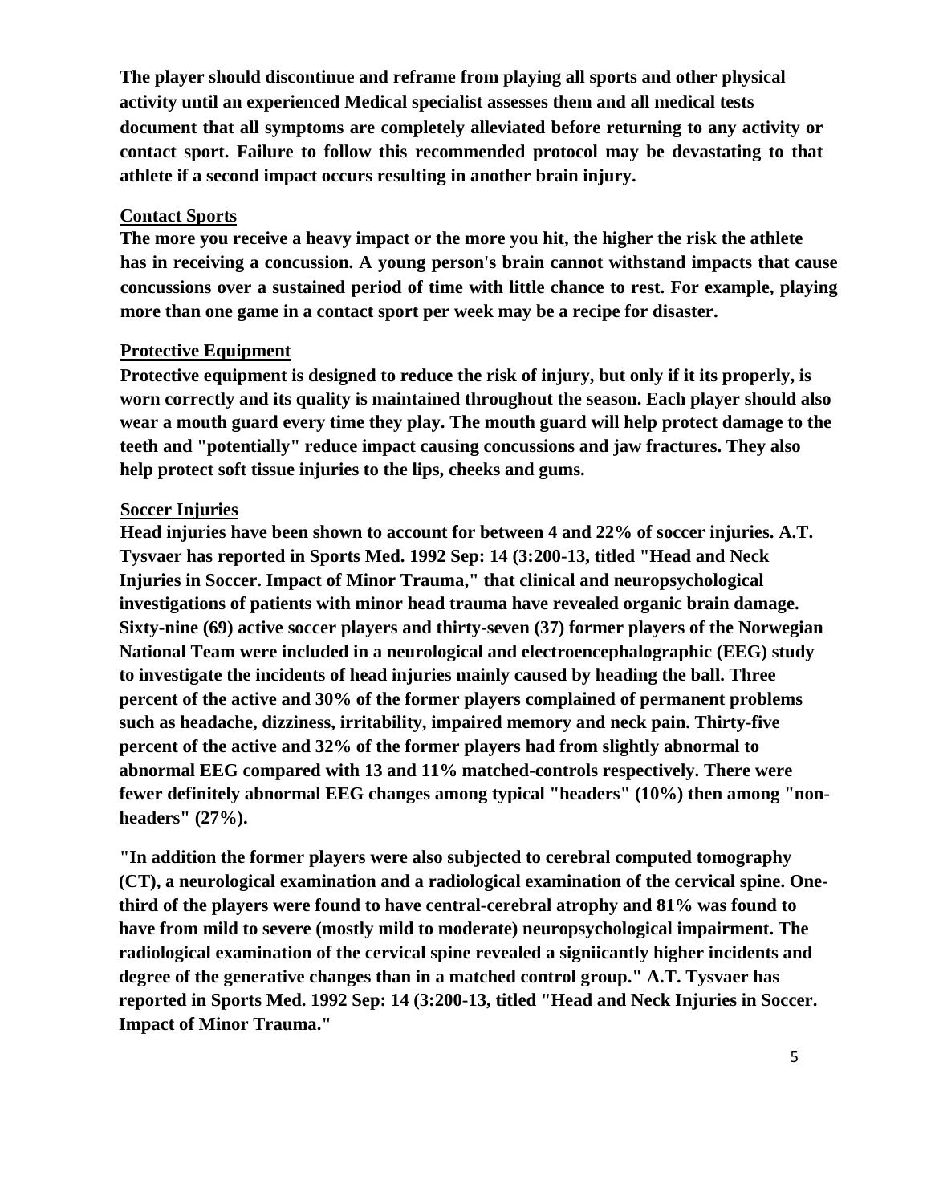**The player should discontinue and reframe from playing all sports and other physical activity until an experienced Medical specialist assesses them and all medical tests document that all symptoms are completely alleviated before returning to any activity or contact sport. Failure to follow this recommended protocol may be devastating to that athlete if a second impact occurs resulting in another brain injury.**

**Contact Sports**

**The more you receive a heavy impact or the more you hit, the higher the risk the athlete has in receiving a concussion. A young person's brain cannot withstand impacts that cause concussions over a sustained period of time with little chance to rest. For example, playing more than one game in a contact sport per week may be a recipe for disaster.**

**Protective Equipment**

**Protective equipment is designed to reduce the risk of injury, but only if it its properly, is worn correctly and its quality is maintained throughout the season. Each player should also wear a mouth guard every time they play. The mouth guard will help protect damage to the teeth and "potentially" reduce impact causing concussions and jaw fractures. They also help protect soft tissue injuries to the lips, cheeks and gums.**

**Soccer Injuries**

**Head injuries have been shown to account for between 4 and 22% of soccer injuries. A.T. Tysvaer has reported in Sports Med. 1992 Sep: 14 (3:200-13, titled "Head and Neck Injuries in Soccer. Impact of Minor Trauma," that clinical and neuropsychological investigations of patients with minor head trauma have revealed organic brain damage. Sixty-nine (69) active soccer players and thirty-seven (37) former players of the Norwegian National Team were included in a neurological and electroencephalographic (EEG) study to investigate the incidents of head injuries mainly caused by heading the ball. Three percent of the active and 30% of the former players complained of permanent problems such as headache, dizziness, irritability, impaired memory and neck pain. Thirty-five percent of the active and 32% of the former players had from slightly abnormal to abnormal EEG compared with 13 and 11% matched-controls respectively. There were fewer definitely abnormal EEG changes among typical "headers" (10%) then among "non-headers" (27%).**

**"In addition the former players were also subjected to cerebral computed tomography (CT), a neurological examination and a radiological examination of the cervical spine. One-third of the players were found to have central-cerebral atrophy and 81% was found to have from mild to severe (mostly mild to moderate) neuropsychological impairment. The radiological examination of the cervical spine revealed a signiicantly higher incidents and degree of the generative changes than in a matched control group." A.T. Tysvaer has reported in Sports Med. 1992 Sep: 14 (3:200-13, titled "Head and Neck Injuries in Soccer. Impact of Minor Trauma."**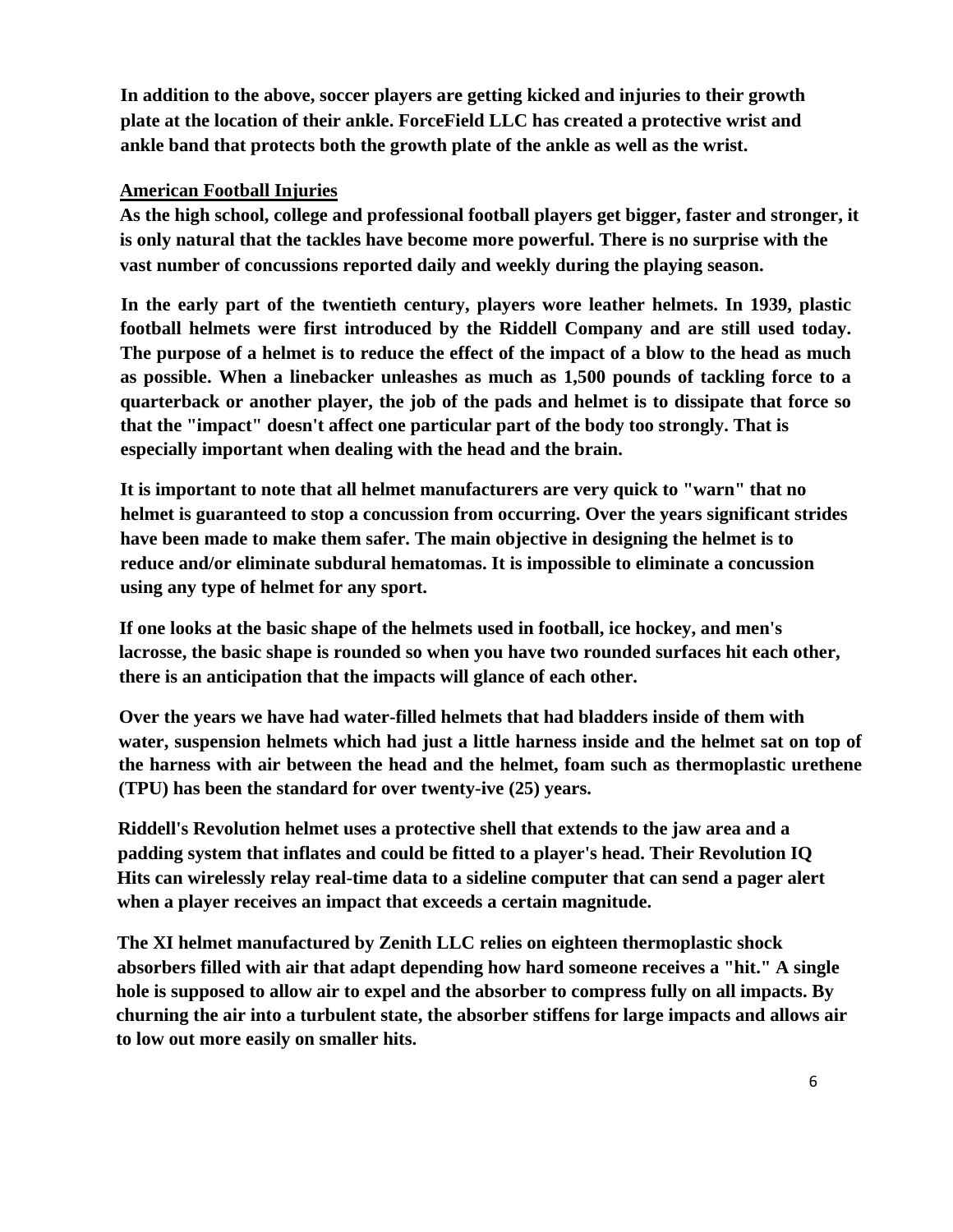**In addition to the above, soccer players are getting kicked and injuries to their growth plate at the location of their ankle. ForceField LLC has created a protective wrist and ankle band that protects both the growth plate of the ankle as well as the wrist.**

## American Football Injuries

**As the high school, college and professional football players get bigger, faster and stronger, it is only natural that the tackles have become more powerful. There is no surprise with the vast number of concussions reported daily and weekly during the playing season.**

**In the early part of the twentieth century, players wore leather helmets. In 1939, plastic football helmets were first introduced by the Riddell Company and are still used today. The purpose of a helmet is to reduce the effect of the impact of a blow to the head as much as possible. When a linebacker unleashes as much as 1,500 pounds of tackling force to a quarterback or another player, the job of the pads and helmet is to dissipate that force so that the "impact" doesn't affect one particular part of the body too strongly. That is especially important when dealing with the head and the brain.**

**It is important to note that all helmet manufacturers are very quick to "warn" that no helmet is guaranteed to stop a concussion from occurring. Over the years significant strides have been made to make them safer. The main objective in designing the helmet is to reduce and/or eliminate subdural hematomas. It is impossible to eliminate a concussion using any type of helmet for any sport.**

**If one looks at the basic shape of the helmets used in football, ice hockey, and men's lacrosse, the basic shape is rounded so when you have two rounded surfaces hit each other, there is an anticipation that the impacts will glance of each other.**

**Over the years we have had water-filled helmets that had bladders inside of them with water, suspension helmets which had just a little harness inside and the helmet sat on top of the harness with air between the head and the helmet, foam such as thermoplastic urethene (TPU) has been the standard for over twenty-ive (25) years.**

**Riddell's Revolution helmet uses a protective shell that extends to the jaw area and a padding system that inflates and could be fitted to a player's head. Their Revolution IQ Hits can wirelessly relay real-time data to a sideline computer that can send a pager alert when a player receives an impact that exceeds a certain magnitude.**

**The XI helmet manufactured by Zenith LLC relies on eighteen thermoplastic shock absorbers filled with air that adapt depending how hard someone receives a "hit." A single hole is supposed to allow air to expel and the absorber to compress fully on all impacts. By churning the air into a turbulent state, the absorber stiffens for large impacts and allows air to low out more easily on smaller hits.**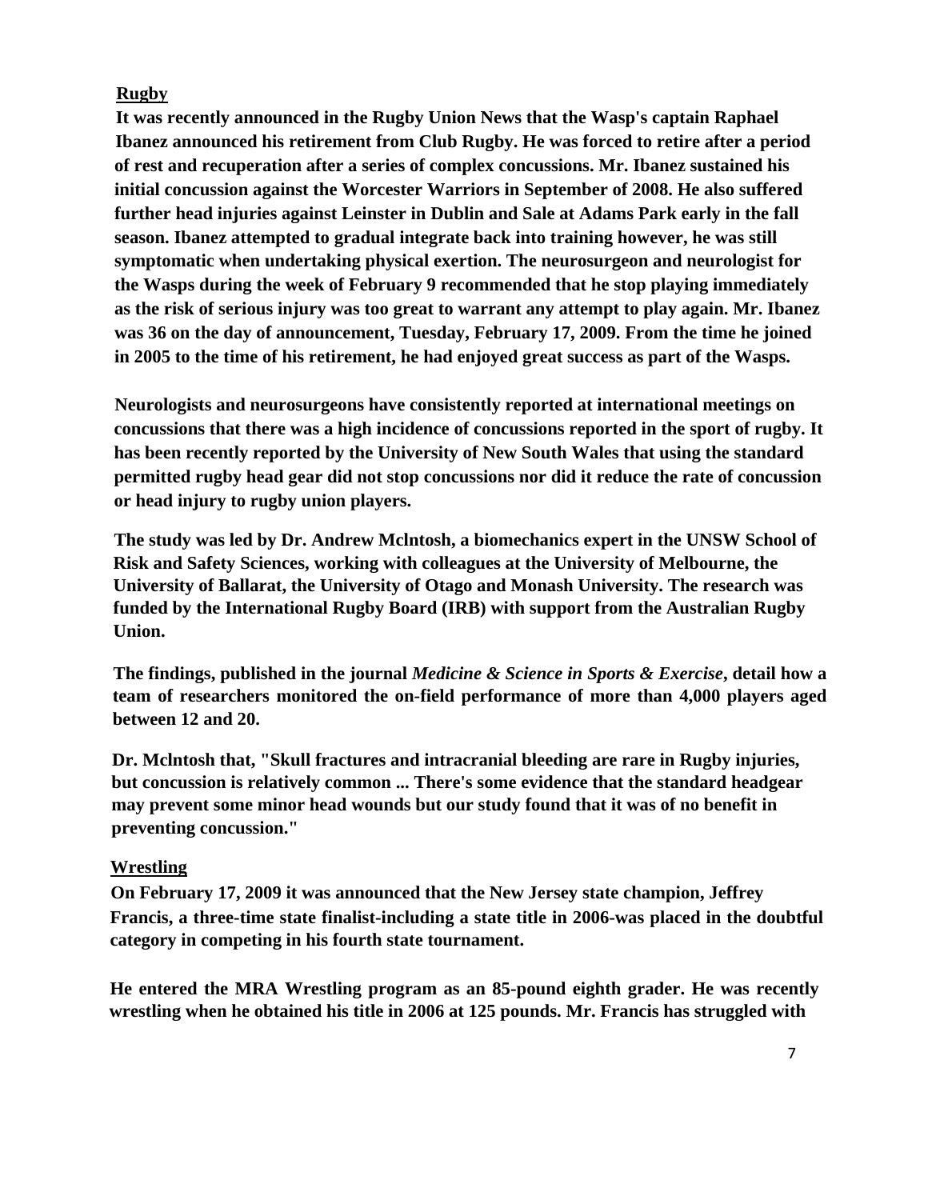**Rugby**

**It was recently announced in the Rugby Union News that the Wasp's captain Raphael Ibanez announced his retirement from Club Rugby. He was forced to retire after a period of rest and recuperation after a series of complex concussions. Mr. Ibanez sustained his initial concussion against the Worcester Warriors in September of 2008. He also suffered further head injuries against Leinster in Dublin and Sale at Adams Park early in the fall season. Ibanez attempted to gradual integrate back into training however, he was still symptomatic when undertaking physical exertion. The neurosurgeon and neurologist for the Wasps during the week of February 9 recommended that he stop playing immediately as the risk of serious injury was too great to warrant any attempt to play again. Mr. Ibanez was 36 on the day of announcement, Tuesday, February 17, 2009. From the time he joined in 2005 to the time of his retirement, he had enjoyed great success as part of the Wasps.**

**Neurologists and neurosurgeons have consistently reported at international meetings on concussions that there was a high incidence of concussions reported in the sport of rugby. It has been recently reported by the University of New South Wales that using the standard permitted rugby head gear did not stop concussions nor did it reduce the rate of concussion or head injury to rugby union players.**

**The study was led by Dr. Andrew Mclntosh, a biomechanics expert in the UNSW School of Risk and Safety Sciences, working with colleagues at the University of Melbourne, the University of Ballarat, the University of Otago and Monash University. The research was funded by the International Rugby Board (IRB) with support from the Australian Rugby Union.**

**The findings, published in the journal *Medicine & Science in Sports & Exercise*, detail how a team of researchers monitored the on-field performance of more than 4,000 players aged between 12 and 20.**

**Dr. Mclntosh that, "Skull fractures and intracranial bleeding are rare in Rugby injuries, but concussion is relatively common ... There's some evidence that the standard headgear may prevent some minor head wounds but our study found that it was of no benefit in preventing concussion."**

**Wrestling**

**On February 17, 2009 it was announced that the New Jersey state champion, Jeffrey Francis, a three-time state finalist-including a state title in 2006-was placed in the doubtful category in competing in his fourth state tournament.**

**He entered the MRA Wrestling program as an 85-pound eighth grader. He was recently wrestling when he obtained his title in 2006 at 125 pounds. Mr. Francis has struggled with**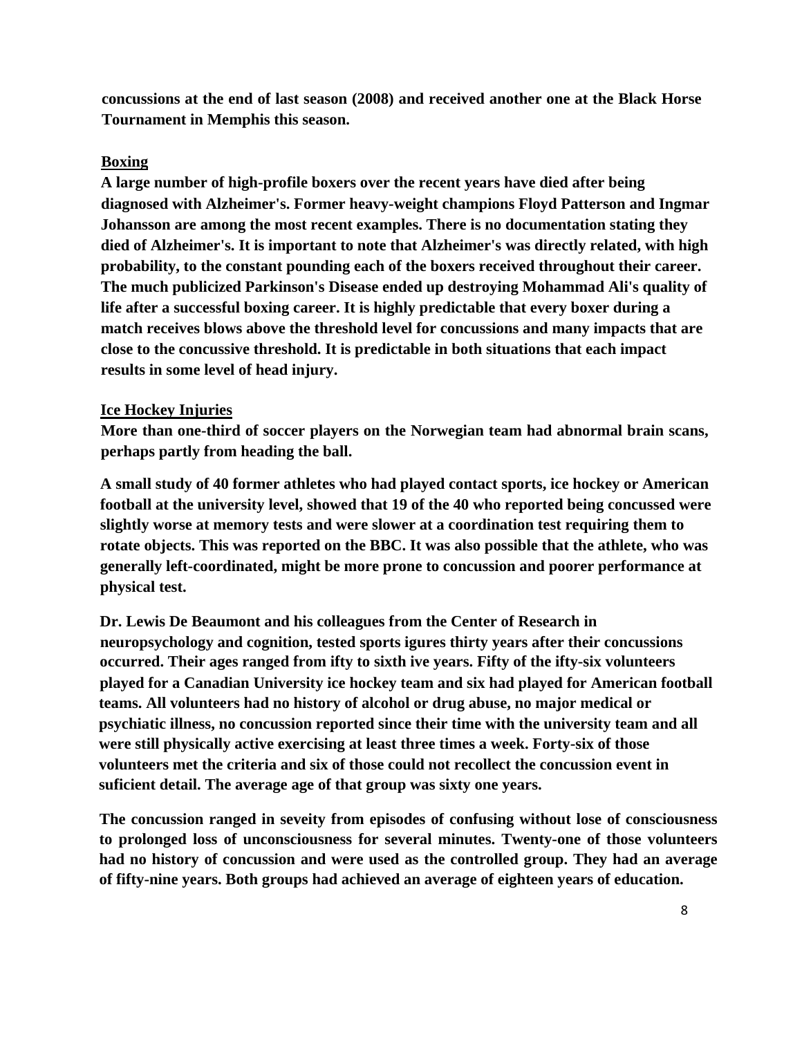**concussions at the end of last season (2008) and received another one at the Black Horse Tournament in Memphis this season.**

**Boxing**

**A large number of high-profile boxers over the recent years have died after being diagnosed with Alzheimer's. Former heavy-weight champions Floyd Patterson and Ingmar Johansson are among the most recent examples. There is no documentation stating they died of Alzheimer's. It is important to note that Alzheimer's was directly related, with high probability, to the constant pounding each of the boxers received throughout their career. The much publicized Parkinson's Disease ended up destroying Mohammad Ali's quality of life after a successful boxing career. It is highly predictable that every boxer during a match receives blows above the threshold level for concussions and many impacts that are close to the concussive threshold. It is predictable in both situations that each impact results in some level of head injury.**

**Ice Hockey Injuries**

**More than one-third of soccer players on the Norwegian team had abnormal brain scans, perhaps partly from heading the ball.**

**A small study of 40 former athletes who had played contact sports, ice hockey or American football at the university level, showed that 19 of the 40 who reported being concussed were slightly worse at memory tests and were slower at a coordination test requiring them to rotate objects. This was reported on the BBC. It was also possible that the athlete, who was generally left-coordinated, might be more prone to concussion and poorer performance at physical test.**

**Dr. Lewis De Beaumont and his colleagues from the Center of Research in neuropsychology and cognition, tested sports igures thirty years after their concussions occurred. Their ages ranged from ifty to sixth ive years. Fifty of the ifty-six volunteers played for a Canadian University ice hockey team and six had played for American football teams. All volunteers had no history of alcohol or drug abuse, no major medical or psychiatic illness, no concussion reported since their time with the university team and all were still physically active exercising at least three times a week. Forty-six of those volunteers met the criteria and six of those could not recollect the concussion event in suficient detail. The average age of that group was sixty one years.**

**The concussion ranged in seveity from episodes of confusing without lose of consciousness to prolonged loss of unconsciousness for several minutes. Twenty-one of those volunteers had no history of concussion and were used as the controlled group. They had an average of fifty-nine years. Both groups had achieved an average of eighteen years of education.**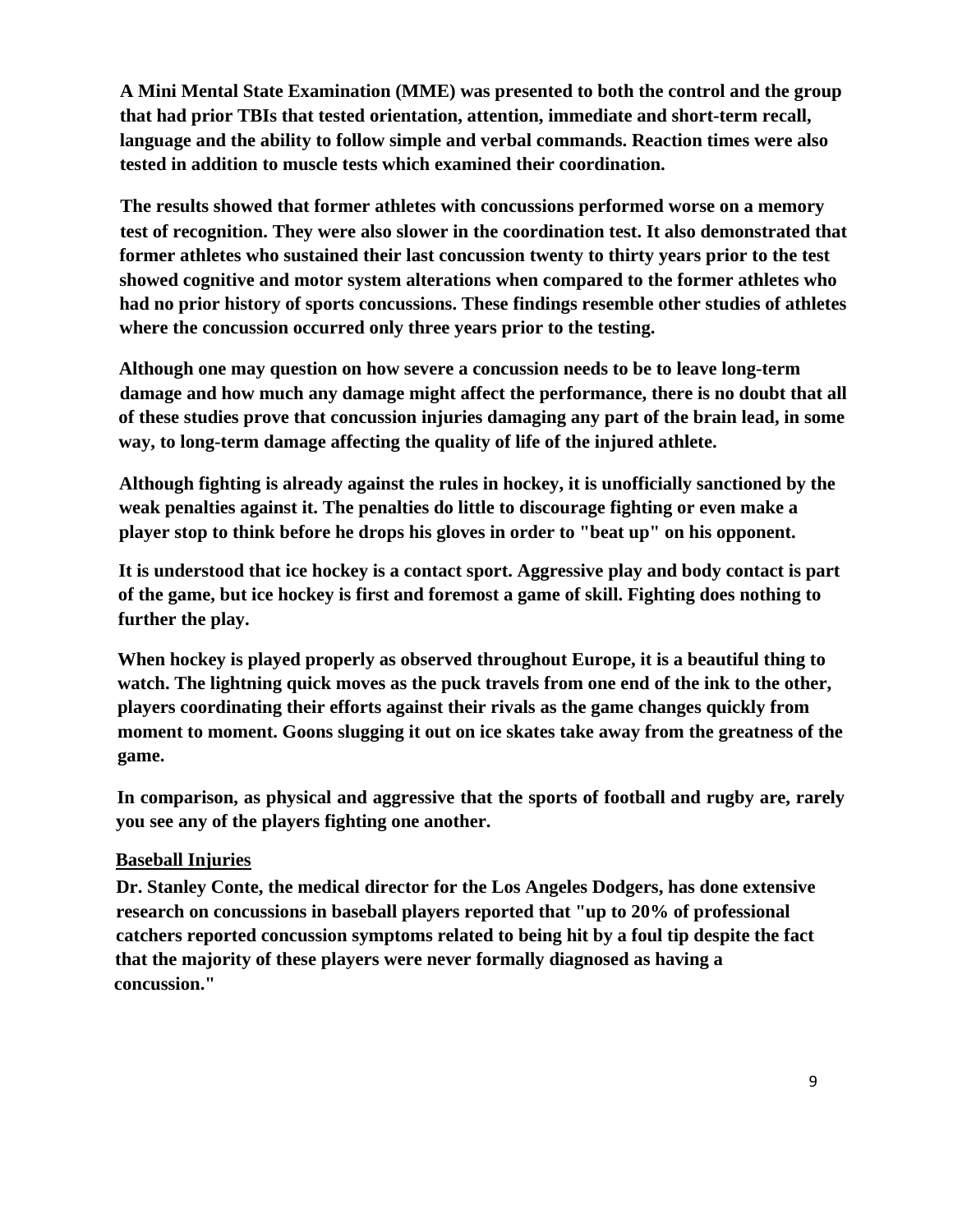**A Mini Mental State Examination (MME) was presented to both the control and the group that had prior TBIs that tested orientation, attention, immediate and short-term recall, language and the ability to follow simple and verbal commands. Reaction times were also tested in addition to muscle tests which examined their coordination.**

**The results showed that former athletes with concussions performed worse on a memory test of recognition. They were also slower in the coordination test. It also demonstrated that former athletes who sustained their last concussion twenty to thirty years prior to the test showed cognitive and motor system alterations when compared to the former athletes who had no prior history of sports concussions. These findings resemble other studies of athletes where the concussion occurred only three years prior to the testing.**

**Although one may question on how severe a concussion needs to be to leave long-term damage and how much any damage might affect the performance, there is no doubt that all of these studies prove that concussion injuries damaging any part of the brain lead, in some way, to long-term damage affecting the quality of life of the injured athlete.**

**Although fighting is already against the rules in hockey, it is unofficially sanctioned by the weak penalties against it. The penalties do little to discourage fighting or even make a player stop to think before he drops his gloves in order to "beat up" on his opponent.**

**It is understood that ice hockey is a contact sport. Aggressive play and body contact is part of the game, but ice hockey is first and foremost a game of skill. Fighting does nothing to further the play.**

**When hockey is played properly as observed throughout Europe, it is a beautiful thing to watch. The lightning quick moves as the puck travels from one end of the ink to the other, players coordinating their efforts against their rivals as the game changes quickly from moment to moment. Goons slugging it out on ice skates take away from the greatness of the game.**

**In comparison, as physical and aggressive that the sports of football and rugby are, rarely you see any of the players fighting one another.**

**Baseball Injuries**

**Dr. Stanley Conte, the medical director for the Los Angeles Dodgers, has done extensive research on concussions in baseball players reported that "up to 20% of professional catchers reported concussion symptoms related to being hit by a foul tip despite the fact that the majority of these players were never formally diagnosed as having a concussion."**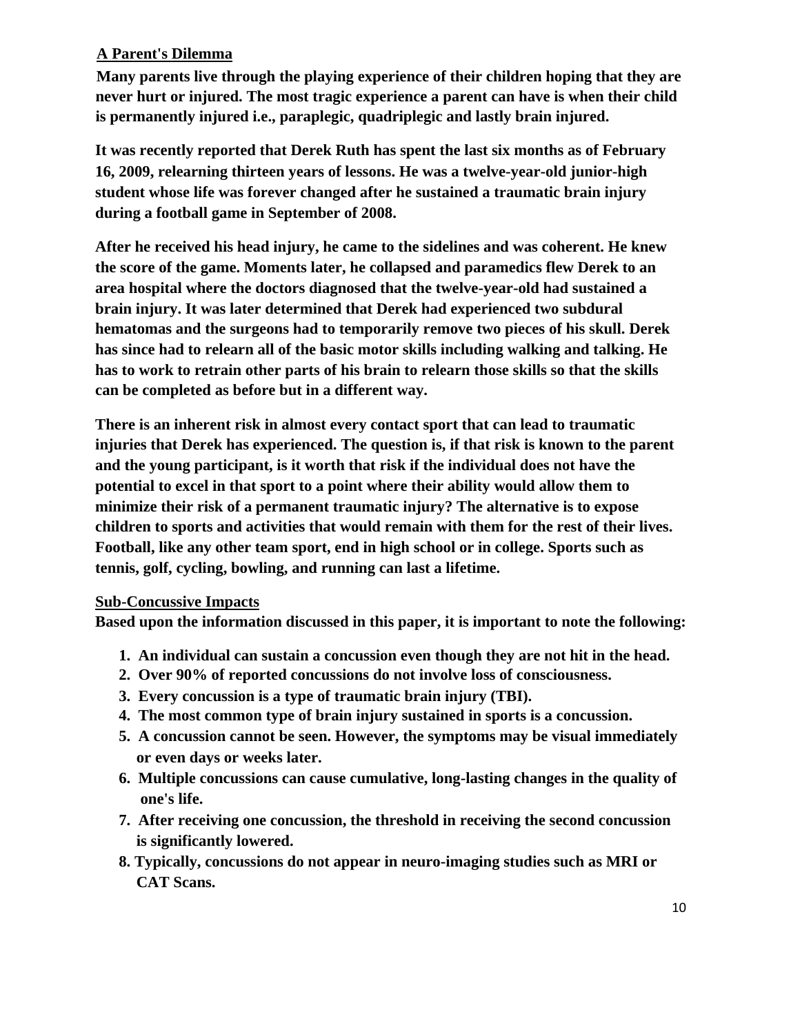## A Parent's Dilemma

**Many parents live through the playing experience of their children hoping that they are never hurt or injured. The most tragic experience a parent can have is when their child is permanently injured i.e., paraplegic, quadriplegic and lastly brain injured.**

**It was recently reported that Derek Ruth has spent the last six months as of February 16, 2009, relearning thirteen years of lessons. He was a twelve-year-old junior-high student whose life was forever changed after he sustained a traumatic brain injury during a football game in September of 2008.**

**After he received his head injury, he came to the sidelines and was coherent. He knew the score of the game. Moments later, he collapsed and paramedics flew Derek to an area hospital where the doctors diagnosed that the twelve-year-old had sustained a brain injury. It was later determined that Derek had experienced two subdural hematomas and the surgeons had to temporarily remove two pieces of his skull. Derek has since had to relearn all of the basic motor skills including walking and talking. He has to work to retrain other parts of his brain to relearn those skills so that the skills can be completed as before but in a different way.**

**There is an inherent risk in almost every contact sport that can lead to traumatic injuries that Derek has experienced. The question is, if that risk is known to the parent and the young participant, is it worth that risk if the individual does not have the potential to excel in that sport to a point where their ability would allow them to minimize their risk of a permanent traumatic injury? The alternative is to expose children to sports and activities that would remain with them for the rest of their lives. Football, like any other team sport, end in high school or in college. Sports such as tennis, golf, cycling, bowling, and running can last a lifetime.**

## Sub-Concussive Impacts

**Based upon the information discussed in this paper, it is important to note the following:**

1. **An individual can sustain a concussion even though they are not hit in the head.**
2. **Over 90% of reported concussions do not involve loss of consciousness.**
3. **Every concussion is a type of traumatic brain injury (TBI).**
4. **The most common type of brain injury sustained in sports is a concussion.**
5. **A concussion cannot be seen. However, the symptoms may be visual immediately or even days or weeks later.**
6. **Multiple concussions can cause cumulative, long-lasting changes in the quality of one's life.**
7. **After receiving one concussion, the threshold in receiving the second concussion is significantly lowered.**
8. **Typically, concussions do not appear in neuro-imaging studies such as MRI or CAT Scans.**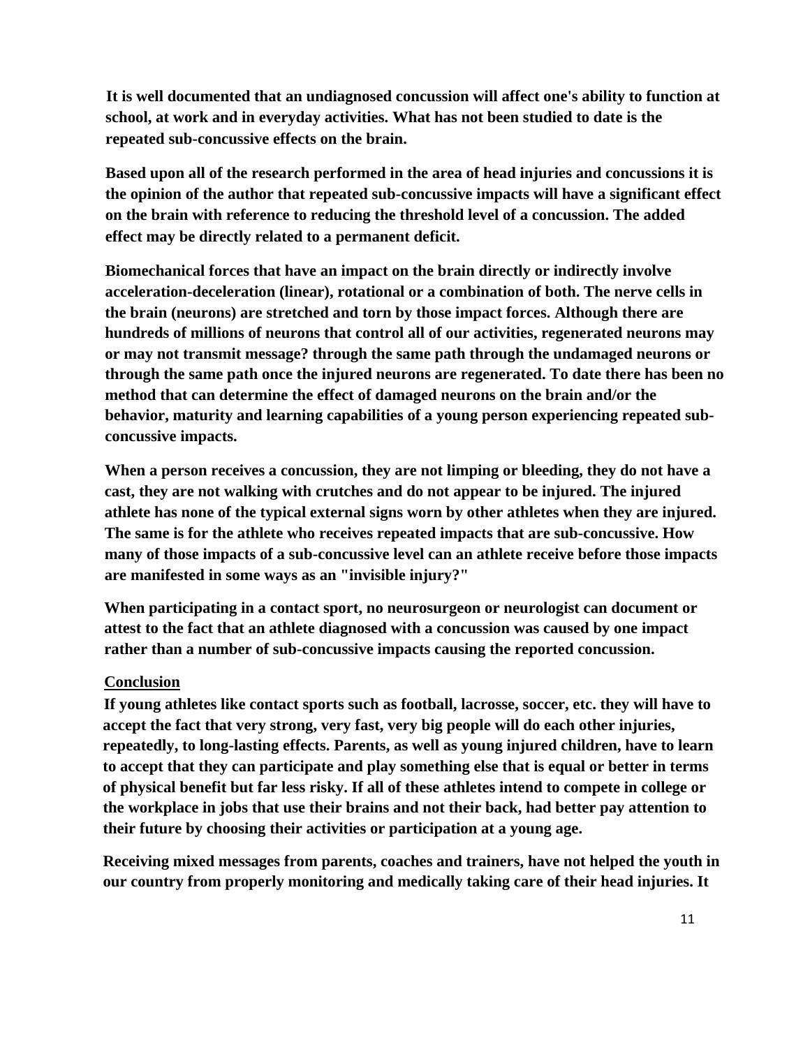**It is well documented that an undiagnosed concussion will affect one's ability to function at school, at work and in everyday activities. What has not been studied to date is the repeated sub-concussive effects on the brain.**

**Based upon all of the research performed in the area of head injuries and concussions it is the opinion of the author that repeated sub-concussive impacts will have a significant effect on the brain with reference to reducing the threshold level of a concussion. The added effect may be directly related to a permanent deficit.**

**Biomechanical forces that have an impact on the brain directly or indirectly involve acceleration-deceleration (linear), rotational or a combination of both. The nerve cells in the brain (neurons) are stretched and torn by those impact forces. Although there are hundreds of millions of neurons that control all of our activities, regenerated neurons may or may not transmit message? through the same path through the undamaged neurons or through the same path once the injured neurons are regenerated. To date there has been no method that can determine the effect of damaged neurons on the brain and/or the behavior, maturity and learning capabilities of a young person experiencing repeated sub-concussive impacts.**

**When a person receives a concussion, they are not limping or bleeding, they do not have a cast, they are not walking with crutches and do not appear to be injured. The injured athlete has none of the typical external signs worn by other athletes when they are injured. The same is for the athlete who receives repeated impacts that are sub-concussive. How many of those impacts of a sub-concussive level can an athlete receive before those impacts are manifested in some ways as an "invisible injury?"**

**When participating in a contact sport, no neurosurgeon or neurologist can document or attest to the fact that an athlete diagnosed with a concussion was caused by one impact rather than a number of sub-concussive impacts causing the reported concussion.**

## Conclusion

**If young athletes like contact sports such as football, lacrosse, soccer, etc. they will have to accept the fact that very strong, very fast, very big people will do each other injuries, repeatedly, to long-lasting effects. Parents, as well as young injured children, have to learn to accept that they can participate and play something else that is equal or better in terms of physical benefit but far less risky. If all of these athletes intend to compete in college or the workplace in jobs that use their brains and not their back, had better pay attention to their future by choosing their activities or participation at a young age.**

**Receiving mixed messages from parents, coaches and trainers, have not helped the youth in our country from properly monitoring and medically taking care of their head injuries. It**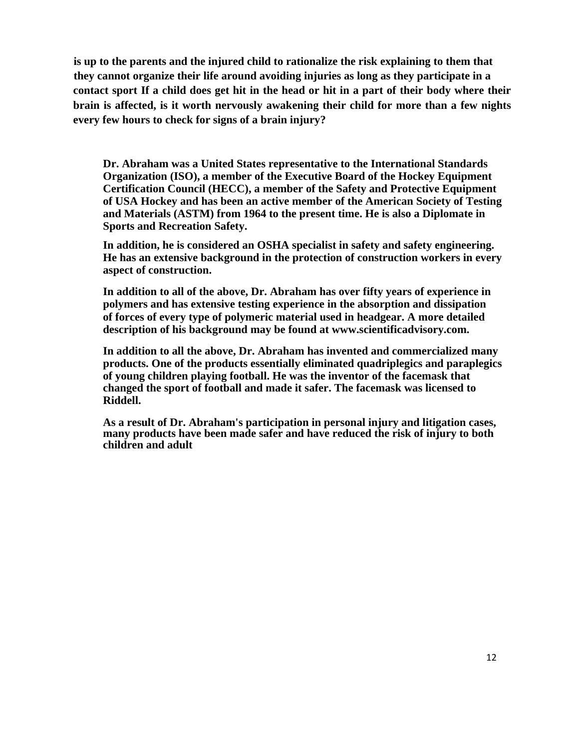**is up to the parents and the injured child to rationalize the risk explaining to them that they cannot organize their life around avoiding injuries as long as they participate in a contact sport If a child does get hit in the head or hit in a part of their body where their brain is affected, is it worth nervously awakening their child for more than a few nights every few hours to check for signs of a brain injury?**

**Dr. Abraham was a United States representative to the International Standards Organization (ISO), a member of the Executive Board of the Hockey Equipment Certification Council (HECC), a member of the Safety and Protective Equipment of USA Hockey and has been an active member of the American Society of Testing and Materials (ASTM) from 1964 to the present time. He is also a Diplomate in Sports and Recreation Safety.**

**In addition, he is considered an OSHA specialist in safety and safety engineering. He has an extensive background in the protection of construction workers in every aspect of construction.**

**In addition to all of the above, Dr. Abraham has over fifty years of experience in polymers and has extensive testing experience in the absorption and dissipation of forces of every type of polymeric material used in headgear. A more detailed description of his background may be found at www.scientificadvisory.com.**

**In addition to all the above, Dr. Abraham has invented and commercialized many products. One of the products essentially eliminated quadriplegics and paraplegics of young children playing football. He was the inventor of the facemask that changed the sport of football and made it safer. The facemask was licensed to Riddell.**

**As a result of Dr. Abraham's participation in personal injury and litigation cases, many products have been made safer and have reduced the risk of injury to both children and adult**